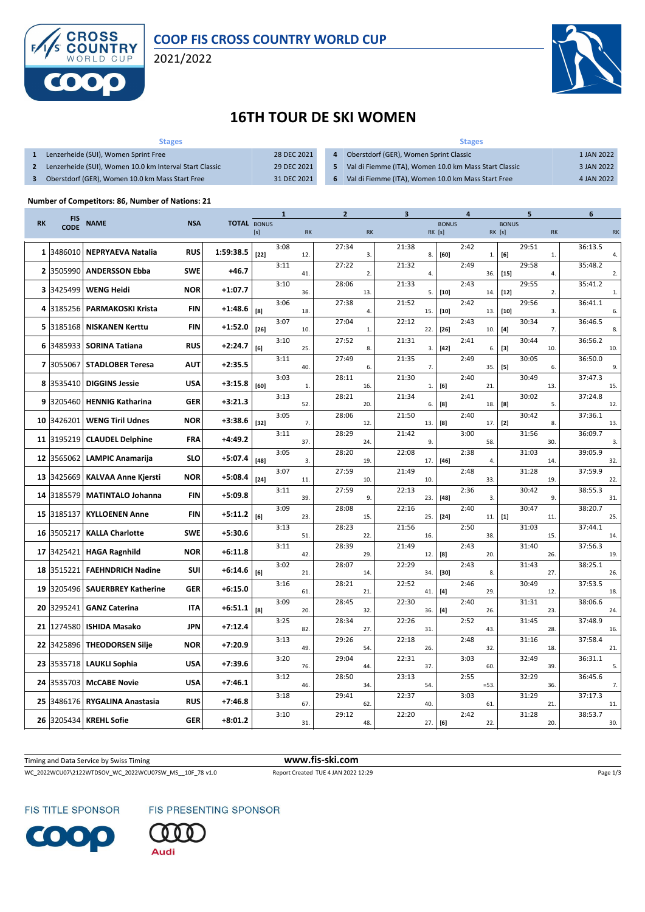# COOP FIS CROSS COUNTRY WORLD CUP

2021/2022

## 16TH TOUR DE SKI WOMEN

| | Stages | |
|---|---|---|
| 1 | Lenzerheide (SUI), Women Sprint Free | 28 DEC 2021 |
| 2 | Lenzerheide (SUI), Women 10.0 km Interval Start Classic | 29 DEC 2021 |
| 3 | Oberstdorf (GER), Women 10.0 km Mass Start Free | 31 DEC 2021 |
| 4 | Oberstdorf (GER), Women Sprint Classic | 1 JAN 2022 |
| 5 | Val di Fiemme (ITA), Women 10.0 km Mass Start Classic | 3 JAN 2022 |
| 6 | Val di Fiemme (ITA), Women 10.0 km Mass Start Free | 4 JAN 2022 |

**Number of Competitors: 86, Number of Nations: 21**

| RK | FIS CODE | NAME | NSA | TOTAL | 1 BONUS [s] | 1 | 1 RK | 2 | 2 RK | 3 | 3 RK | 4 BONUS [s] | 4 | 4 RK | 5 BONUS [s] | 5 | 5 RK | 6 | 6 RK |
|---|---|---|---|---|---|---|---|---|---|---|---|---|---|---|---|---|---|---|---|
| 1 | 3486010 | NEPRYAEVA Natalia | RUS | 1:59:38.5 | [22] | 3:08 | 12. | 27:34 | 3. | 21:38 | 8. | [60] | 2:42 | 1. | [6] | 29:51 | 1. | 36:13.5 | 4. |
| 2 | 3505990 | ANDERSSON Ebba | SWE | +46.7 | | 3:11 | 41. | 27:22 | 2. | 21:32 | 4. | | 2:49 | 36. | [15] | 29:58 | 4. | 35:48.2 | 2. |
| 3 | 3425499 | WENG Heidi | NOR | +1:07.7 | | 3:10 | 36. | 28:06 | 13. | 21:33 | 5. | [10] | 2:43 | 14. | [12] | 29:55 | 2. | 35:41.2 | 1. |
| 4 | 3185256 | PARMAKOSKI Krista | FIN | +1:48.6 | [8] | 3:06 | 18. | 27:38 | 4. | 21:52 | 15. | [10] | 2:42 | 13. | [10] | 29:56 | 3. | 36:41.1 | 6. |
| 5 | 3185168 | NISKANEN Kerttu | FIN | +1:52.0 | [26] | 3:07 | 10. | 27:04 | 1. | 22:12 | 22. | [26] | 2:43 | 10. | [4] | 30:34 | 7. | 36:46.5 | 8. |
| 6 | 3485933 | SORINA Tatiana | RUS | +2:24.7 | [6] | 3:10 | 25. | 27:52 | 8. | 21:31 | 3. | [42] | 2:41 | 6. | [3] | 30:44 | 10. | 36:56.2 | 10. |
| 7 | 3055067 | STADLOBER Teresa | AUT | +2:35.5 | | 3:11 | 40. | 27:49 | 6. | 21:35 | 7. | | 2:49 | 35. | [5] | 30:05 | 6. | 36:50.0 | 9. |
| 8 | 3535410 | DIGGINS Jessie | USA | +3:15.8 | [60] | 3:03 | 1. | 28:11 | 16. | 21:30 | 1. | [6] | 2:40 | 21. | | 30:49 | 13. | 37:47.3 | 15. |
| 9 | 3205460 | HENNIG Katharina | GER | +3:21.3 | | 3:13 | 52. | 28:21 | 20. | 21:34 | 6. | [8] | 2:41 | 18. | [8] | 30:02 | 5. | 37:24.8 | 12. |
| 10 | 3426201 | WENG Tiril Udnes | NOR | +3:38.6 | [32] | 3:05 | 7. | 28:06 | 12. | 21:50 | 13. | [8] | 2:40 | 17. | [2] | 30:42 | 8. | 37:36.1 | 13. |
| 11 | 3195219 | CLAUDEL Delphine | FRA | +4:49.2 | | 3:11 | 37. | 28:29 | 24. | 21:42 | 9. | | 3:00 | 58. | | 31:56 | 30. | 36:09.7 | 3. |
| 12 | 3565062 | LAMPIC Anamarija | SLO | +5:07.4 | [48] | 3:05 | 3. | 28:20 | 19. | 22:08 | 17. | [46] | 2:38 | 4. | | 31:03 | 14. | 39:05.9 | 32. |
| 13 | 3425669 | KALVAA Anne Kjersti | NOR | +5:08.4 | [24] | 3:07 | 11. | 27:59 | 10. | 21:49 | 10. | | 2:48 | 33. | | 31:28 | 19. | 37:59.9 | 22. |
| 14 | 3185579 | MATINTALO Johanna | FIN | +5:09.8 | | 3:11 | 39. | 27:59 | 9. | 22:13 | 23. | [48] | 2:36 | 3. | | 30:42 | 9. | 38:55.3 | 31. |
| 15 | 3185137 | KYLLOENEN Anne | FIN | +5:11.2 | [6] | 3:09 | 23. | 28:08 | 15. | 22:16 | 25. | [24] | 2:40 | 11. | [1] | 30:47 | 11. | 38:20.7 | 25. |
| 16 | 3505217 | KALLA Charlotte | SWE | +5:30.6 | | 3:13 | 51. | 28:23 | 22. | 21:56 | 16. | | 2:50 | 38. | | 31:03 | 15. | 37:44.1 | 14. |
| 17 | 3425421 | HAGA Ragnhild | NOR | +6:11.8 | | 3:11 | 42. | 28:39 | 29. | 21:49 | 12. | [8] | 2:43 | 20. | | 31:40 | 26. | 37:56.3 | 19. |
| 18 | 3515221 | FAEHNDRICH Nadine | SUI | +6:14.6 | [6] | 3:02 | 21. | 28:07 | 14. | 22:29 | 34. | [30] | 2:43 | 8. | | 31:43 | 27. | 38:25.1 | 26. |
| 19 | 3205496 | SAUERBREY Katherine | GER | +6:15.0 | | 3:16 | 61. | 28:21 | 21. | 22:52 | 41. | [4] | 2:46 | 29. | | 30:49 | 12. | 37:53.5 | 18. |
| 20 | 3295241 | GANZ Caterina | ITA | +6:51.1 | [8] | 3:09 | 20. | 28:45 | 32. | 22:30 | 36. | [4] | 2:40 | 26. | | 31:31 | 23. | 38:06.6 | 24. |
| 21 | 1274580 | ISHIDA Masako | JPN | +7:12.4 | | 3:25 | 82. | 28:34 | 27. | 22:26 | 31. | | 2:52 | 43. | | 31:45 | 28. | 37:48.9 | 16. |
| 22 | 3425896 | THEODORSEN Silje | NOR | +7:20.9 | | 3:13 | 49. | 29:26 | 54. | 22:18 | 26. | | 2:48 | 32. | | 31:16 | 18. | 37:58.4 | 21. |
| 23 | 3535718 | LAUKLI Sophia | USA | +7:39.6 | | 3:20 | 76. | 29:04 | 44. | 22:31 | 37. | | 3:03 | 60. | | 32:49 | 39. | 36:31.1 | 5. |
| 24 | 3535703 | McCABE Novie | USA | +7:46.1 | | 3:12 | 46. | 28:50 | 34. | 23:13 | 54. | | 2:55 | =53. | | 32:29 | 36. | 36:45.6 | 7. |
| 25 | 3486176 | RYGALINA Anastasia | RUS | +7:46.8 | | 3:18 | 67. | 29:41 | 62. | 22:37 | 40. | | 3:03 | 61. | | 31:29 | 21. | 37:17.3 | 11. |
| 26 | 3205434 | KREHL Sofie | GER | +8:01.2 | | 3:10 | 31. | 29:12 | 48. | 22:20 | 27. | [6] | 2:42 | 22. | | 31:28 | 20. | 38:53.7 | 30. |

Timing and Data Service by Swiss Timing — www.fis-ski.com

WC_2022WCU07\2122WTDSOV_WC_2022WCU07SW_MS__10F_78 v1.0 — Report Created TUE 4 JAN 2022 12:29

FIS TITLE SPONSOR — FIS PRESENTING SPONSOR Audi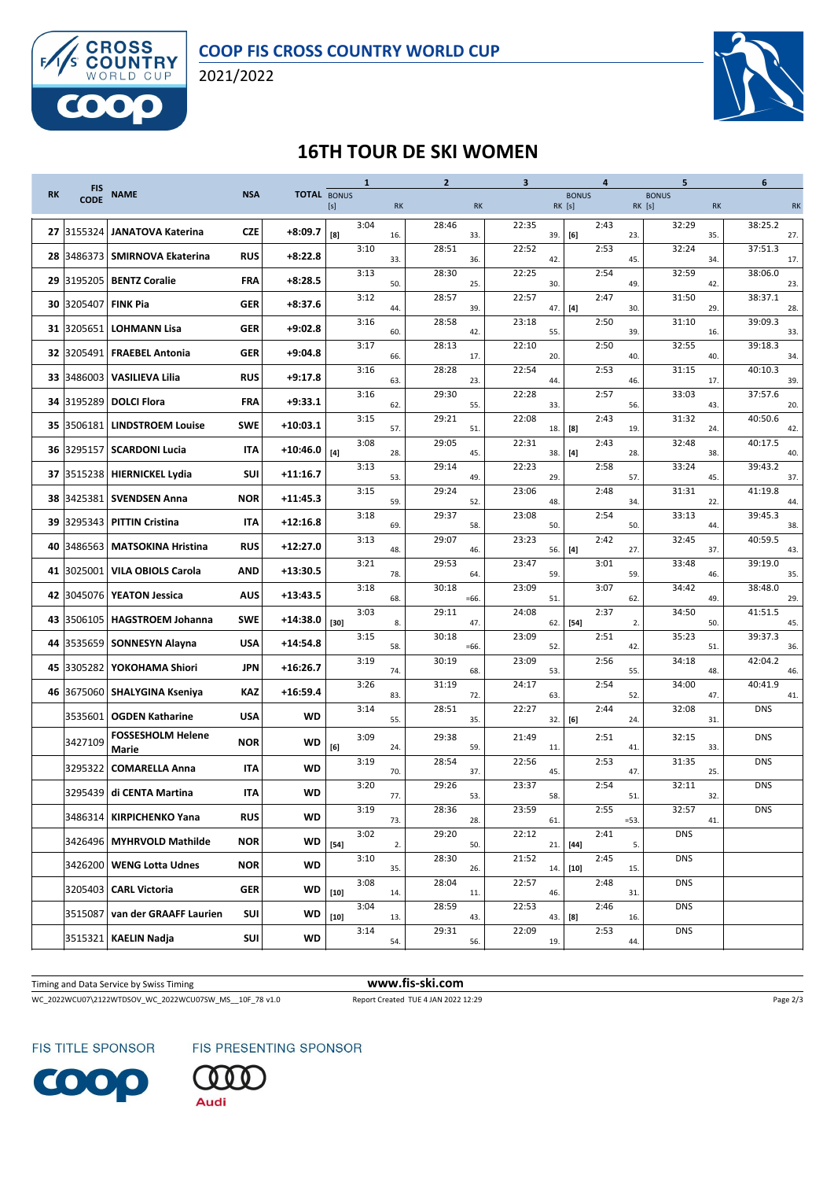# 16TH TOUR DE SKI WOMEN

| RK | FIS CODE | NAME | NSA | TOTAL | 1 BONUS [s] | 1 | 1 RK | 2 | 2 RK | 3 | 3 RK | 4 BONUS [s] | 4 | 4 RK | 5 | 5 RK | 6 | 6 RK |
|---|---|---|---|---|---|---|---|---|---|---|---|---|---|---|---|---|---|---|
| 27 | 3155324 | JANATOVA Katerina | CZE | +8:09.7 | [8] | 3:04 | 16. | 28:46 | 33. | 22:35 | 39. | [6] | 2:43 | 23. | 32:29 | 35. | 38:25.2 | 27. |
| 28 | 3486373 | SMIRNOVA Ekaterina | RUS | +8:22.8 | | 3:10 | 33. | 28:51 | 36. | 22:52 | 42. | | 2:53 | 45. | 32:24 | 34. | 37:51.3 | 17. |
| 29 | 3195205 | BENTZ Coralie | FRA | +8:28.5 | | 3:13 | 50. | 28:30 | 25. | 22:25 | 30. | | 2:54 | 49. | 32:59 | 42. | 38:06.0 | 23. |
| 30 | 3205407 | FINK Pia | GER | +8:37.6 | | 3:12 | 44. | 28:57 | 39. | 22:57 | 47. | [4] | 2:47 | 30. | 31:50 | 29. | 38:37.1 | 28. |
| 31 | 3205651 | LOHMANN Lisa | GER | +9:02.8 | | 3:16 | 60. | 28:58 | 42. | 23:18 | 55. | | 2:50 | 39. | 31:10 | 16. | 39:09.3 | 33. |
| 32 | 3205491 | FRAEBEL Antonia | GER | +9:04.8 | | 3:17 | 66. | 28:13 | 17. | 22:10 | 20. | | 2:50 | 40. | 32:55 | 40. | 39:18.3 | 34. |
| 33 | 3486003 | VASILIEVA Lilia | RUS | +9:17.8 | | 3:16 | 63. | 28:28 | 23. | 22:54 | 44. | | 2:53 | 46. | 31:15 | 17. | 40:10.3 | 39. |
| 34 | 3195289 | DOLCI Flora | FRA | +9:33.1 | | 3:16 | 62. | 29:30 | 55. | 22:28 | 33. | | 2:57 | 56. | 33:03 | 43. | 37:57.6 | 20. |
| 35 | 3506181 | LINDSTROEM Louise | SWE | +10:03.1 | | 3:15 | 57. | 29:21 | 51. | 22:08 | 18. | [8] | 2:43 | 19. | 31:32 | 24. | 40:50.6 | 42. |
| 36 | 3295157 | SCARDONI Lucia | ITA | +10:46.0 | [4] | 3:08 | 28. | 29:05 | 45. | 22:31 | 38. | [4] | 2:43 | 28. | 32:48 | 38. | 40:17.5 | 40. |
| 37 | 3515238 | HIERNICKEL Lydia | SUI | +11:16.7 | | 3:13 | 53. | 29:14 | 49. | 22:23 | 29. | | 2:58 | 57. | 33:24 | 45. | 39:43.2 | 37. |
| 38 | 3425381 | SVENDSEN Anna | NOR | +11:45.3 | | 3:15 | 59. | 29:24 | 52. | 23:06 | 48. | | 2:48 | 34. | 31:31 | 22. | 41:19.8 | 44. |
| 39 | 3295343 | PITTIN Cristina | ITA | +12:16.8 | | 3:18 | 69. | 29:37 | 58. | 23:08 | 50. | | 2:54 | 50. | 33:13 | 44. | 39:45.3 | 38. |
| 40 | 3486563 | MATSOKINA Hristina | RUS | +12:27.0 | | 3:13 | 48. | 29:07 | 46. | 23:23 | 56. | [4] | 2:42 | 27. | 32:45 | 37. | 40:59.5 | 43. |
| 41 | 3025001 | VILA OBIOLS Carola | AND | +13:30.5 | | 3:21 | 78. | 29:53 | 64. | 23:47 | 59. | | 3:01 | 59. | 33:48 | 46. | 39:19.0 | 35. |
| 42 | 3045076 | YEATON Jessica | AUS | +13:43.5 | | 3:18 | 68. | 30:18 | =66. | 23:09 | 51. | | 3:07 | 62. | 34:42 | 49. | 38:48.0 | 29. |
| 43 | 3506105 | HAGSTROEM Johanna | SWE | +14:38.0 | [30] | 3:03 | 8. | 29:11 | 47. | 24:08 | 62. | [54] | 2:37 | 2. | 34:50 | 50. | 41:51.5 | 45. |
| 44 | 3535659 | SONNESYN Alayna | USA | +14:54.8 | | 3:15 | 58. | 30:18 | =66. | 23:09 | 52. | | 2:51 | 42. | 35:23 | 51. | 39:37.3 | 36. |
| 45 | 3305282 | YOKOHAMA Shiori | JPN | +16:26.7 | | 3:19 | 74. | 30:19 | 68. | 23:09 | 53. | | 2:56 | 55. | 34:18 | 48. | 42:04.2 | 46. |
| 46 | 3675060 | SHALYGINA Kseniya | KAZ | +16:59.4 | | 3:26 | 83. | 31:19 | 72. | 24:17 | 63. | | 2:54 | 52. | 34:00 | 47. | 40:41.9 | 41. |
| | 3535601 | OGDEN Katharine | USA | WD | | 3:14 | 55. | 28:51 | 35. | 22:27 | 32. | [6] | 2:44 | 24. | 32:08 | 31. | DNS | |
| | 3427109 | FOSSESHOLM Helene Marie | NOR | WD | [6] | 3:09 | 24. | 29:38 | 59. | 21:49 | 11. | | 2:51 | 41. | 32:15 | 33. | DNS | |
| | 3295322 | COMARELLA Anna | ITA | WD | | 3:19 | 70. | 28:54 | 37. | 22:56 | 45. | | 2:53 | 47. | 31:35 | 25. | DNS | |
| | 3295439 | di CENTA Martina | ITA | WD | | 3:20 | 77. | 29:26 | 53. | 23:37 | 58. | | 2:54 | 51. | 32:11 | 32. | DNS | |
| | 3486314 | KIRPICHENKO Yana | RUS | WD | | 3:19 | 73. | 28:36 | 28. | 23:59 | 61. | | 2:55 | =53. | 32:57 | 41. | DNS | |
| | 3426496 | MYHRVOLD Mathilde | NOR | WD | [54] | 3:02 | 2. | 29:20 | 50. | 22:12 | 21. | [44] | 2:41 | 5. | DNS | | | |
| | 3426200 | WENG Lotta Udnes | NOR | WD | | 3:10 | 35. | 28:30 | 26. | 21:52 | 14. | [10] | 2:45 | 15. | DNS | | | |
| | 3205403 | CARL Victoria | GER | WD | [10] | 3:08 | 14. | 28:04 | 11. | 22:57 | 46. | | 2:48 | 31. | DNS | | | |
| | 3515087 | van der GRAAFF Laurien | SUI | WD | [10] | 3:04 | 13. | 28:59 | 43. | 22:53 | 43. | [8] | 2:46 | 16. | DNS | | | |
| | 3515321 | KAELIN Nadja | SUI | WD | | 3:14 | 54. | 29:31 | 56. | 22:09 | 19. | | 2:53 | 44. | DNS | | | |

Timing and Data Service by Swiss Timing — www.fis-ski.com

WC_2022WCU07\2122WTDSOV_WC_2022WCU07SW_MS__10F_78 v1.0 — Report Created TUE 4 JAN 2022 12:29

FIS TITLE SPONSOR — FIS PRESENTING SPONSOR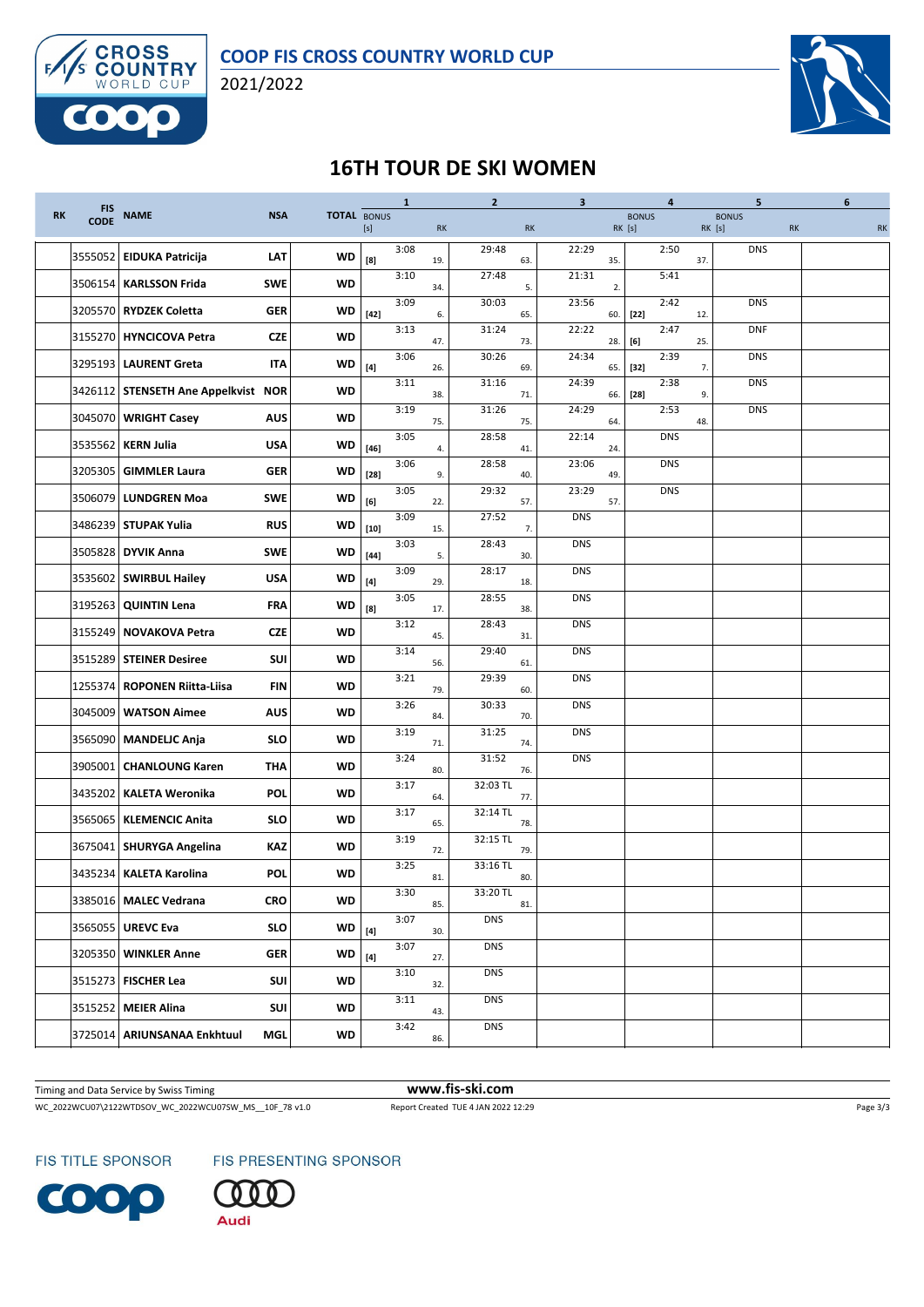COOP FIS CROSS COUNTRY WORLD CUP

2021/2022

# 16TH TOUR DE SKI WOMEN

| RK | FIS CODE | NAME | NSA | TOTAL | 1 BONUS [s] | 1 | 1 RK | 2 | 2 RK | 3 | 3 RK | 4 BONUS [s] | 4 | 4 RK | 5 BONUS [s] | 5 | 5 RK | 6 RK |
|---|---|---|---|---|---|---|---|---|---|---|---|---|---|---|---|---|---|---|
| | 3555052 | EIDUKA Patricija | LAT | WD | [8] | 3:08 | 19. | 29:48 | 63. | 22:29 | 35. | | 2:50 | 37. | | DNS | | |
| | 3506154 | KARLSSON Frida | SWE | WD | | 3:10 | 34. | 27:48 | 5. | 21:31 | 2. | | 5:41 | | | | | |
| | 3205570 | RYDZEK Coletta | GER | WD | [42] | 3:09 | 6. | 30:03 | 65. | 23:56 | 60. | [22] | 2:42 | 12. | | DNS | | |
| | 3155270 | HYNCICOVA Petra | CZE | WD | | 3:13 | 47. | 31:24 | 73. | 22:22 | 28. | [6] | 2:47 | 25. | | DNF | | |
| | 3295193 | LAURENT Greta | ITA | WD | [4] | 3:06 | 26. | 30:26 | 69. | 24:34 | 65. | [32] | 2:39 | 7. | | DNS | | |
| | 3426112 | STENSETH Ane Appelkvist | NOR | WD | | 3:11 | 38. | 31:16 | 71. | 24:39 | 66. | [28] | 2:38 | 9. | | DNS | | |
| | 3045070 | WRIGHT Casey | AUS | WD | | 3:19 | 75. | 31:26 | 75. | 24:29 | 64. | | 2:53 | 48. | | DNS | | |
| | 3535562 | KERN Julia | USA | WD | [46] | 3:05 | 4. | 28:58 | 41. | 22:14 | 24. | | DNS | | | | | |
| | 3205305 | GIMMLER Laura | GER | WD | [28] | 3:06 | 9. | 28:58 | 40. | 23:06 | 49. | | DNS | | | | | |
| | 3506079 | LUNDGREN Moa | SWE | WD | [6] | 3:05 | 22. | 29:32 | 57. | 23:29 | 57. | | DNS | | | | | |
| | 3486239 | STUPAK Yulia | RUS | WD | [10] | 3:09 | 15. | 27:52 | 7. | DNS | | | | | | | | |
| | 3505828 | DYVIK Anna | SWE | WD | [44] | 3:03 | 5. | 28:43 | 30. | DNS | | | | | | | | |
| | 3535602 | SWIRBUL Hailey | USA | WD | [4] | 3:09 | 29. | 28:17 | 18. | DNS | | | | | | | | |
| | 3195263 | QUINTIN Lena | FRA | WD | [8] | 3:05 | 17. | 28:55 | 38. | DNS | | | | | | | | |
| | 3155249 | NOVAKOVA Petra | CZE | WD | | 3:12 | 45. | 28:43 | 31. | DNS | | | | | | | | |
| | 3515289 | STEINER Desiree | SUI | WD | | 3:14 | 56. | 29:40 | 61. | DNS | | | | | | | | |
| | 1255374 | ROPONEN Riitta-Liisa | FIN | WD | | 3:21 | 79. | 29:39 | 60. | DNS | | | | | | | | |
| | 3045009 | WATSON Aimee | AUS | WD | | 3:26 | 84. | 30:33 | 70. | DNS | | | | | | | | |
| | 3565090 | MANDELJC Anja | SLO | WD | | 3:19 | 71. | 31:25 | 74. | DNS | | | | | | | | |
| | 3905001 | CHANLOUNG Karen | THA | WD | | 3:24 | 80. | 31:52 | 76. | DNS | | | | | | | | |
| | 3435202 | KALETA Weronika | POL | WD | | 3:17 | 64. | 32:03 TL | 77. | | | | | | | | | |
| | 3565065 | KLEMENCIC Anita | SLO | WD | | 3:17 | 65. | 32:14 TL | 78. | | | | | | | | | |
| | 3675041 | SHURYGA Angelina | KAZ | WD | | 3:19 | 72. | 32:15 TL | 79. | | | | | | | | | |
| | 3435234 | KALETA Karolina | POL | WD | | 3:25 | 81. | 33:16 TL | 80. | | | | | | | | | |
| | 3385016 | MALEC Vedrana | CRO | WD | | 3:30 | 85. | 33:20 TL | 81. | | | | | | | | | |
| | 3565055 | UREVC Eva | SLO | WD | [4] | 3:07 | 30. | DNS | | | | | | | | | | |
| | 3205350 | WINKLER Anne | GER | WD | [4] | 3:07 | 27. | DNS | | | | | | | | | | |
| | 3515273 | FISCHER Lea | SUI | WD | | 3:10 | 32. | DNS | | | | | | | | | | |
| | 3515252 | MEIER Alina | SUI | WD | | 3:11 | 43. | DNS | | | | | | | | | | |
| | 3725014 | ARIUNSANAA Enkhtuul | MGL | WD | | 3:42 | 86. | DNS | | | | | | | | | | |

Timing and Data Service by Swiss Timing

www.fis-ski.com

WC_2022WCU07\2122WTDSOV_WC_2022WCU07SW_MS__10F_78 v1.0

Report Created TUE 4 JAN 2022 12:29

FIS TITLE SPONSOR

FIS PRESENTING SPONSOR